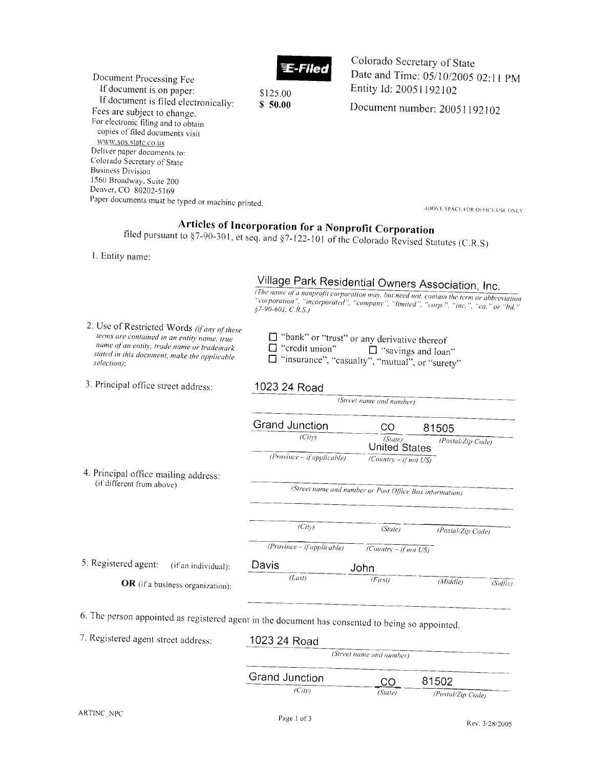Document Processing Fee
If document is on paper: $125.00
If document is filed electronically: **$ 50.00**
Fees are subject to change.
For electronic filing and to obtain copies of filed documents visit www.sos.state.co.us
Deliver paper documents to:
Colorado Secretary of State
Business Division
1560 Broadway, Suite 200
Denver, CO 80202-5169
Paper documents must be typed or machine printed.

**E-Filed**

Colorado Secretary of State
Date and Time: 05/10/2005 02:11 PM
Entity Id: 20051192102
Document number: 20051192102

ABOVE SPACE FOR OFFICE USE ONLY

## Articles of Incorporation for a Nonprofit Corporation

filed pursuant to §7-90-301, et seq. and §7-122-101 of the Colorado Revised Statutes (C.R.S)

1. Entity name: Village Park Residential Owners Association, Inc.
   *(The name of a nonprofit corporation may, but need not, contain the term or abbreviation "corporation", "incorporated", "company", "limited", "corp.", "inc.", "co." or "ltd." §7-90-601, C.R.S.)*

2. Use of Restricted Words *(if any of these terms are contained in an entity name, true name of an entity, trade name or trademark stated in this document, make the applicable selection)*:
   - ☐ "bank" or "trust" or any derivative thereof
   - ☐ "credit union"
   - ☐ "savings and loan"
   - ☐ "insurance", "casualty", "mutual", or "surety"

3. Principal office street address:
   1023 24 Road *(Street name and number)*
   Grand Junction *(City)* CO *(State)* 81505 *(Postal/Zip Code)*
   *(Province – if applicable)* United States *(Country – if not US)*

4. Principal office mailing address: (if different from above)
   *(Street name and number or Post Office Box information)*
   *(City)* *(State)* *(Postal/Zip Code)*
   *(Province – if applicable)* *(Country – if not US)*

5. Registered agent: (if an individual): Davis *(Last)* John *(First)* *(Middle)* *(Suffix)*
   **OR** (if a business organization):

6. The person appointed as registered agent in the document has consented to being so appointed.

7. Registered agent street address:
   1023 24 Road *(Street name and number)*
   Grand Junction *(City)* CO *(State)* 81502 *(Postal/Zip Code)*

ARTINC_NPC Rev. 3/28/2005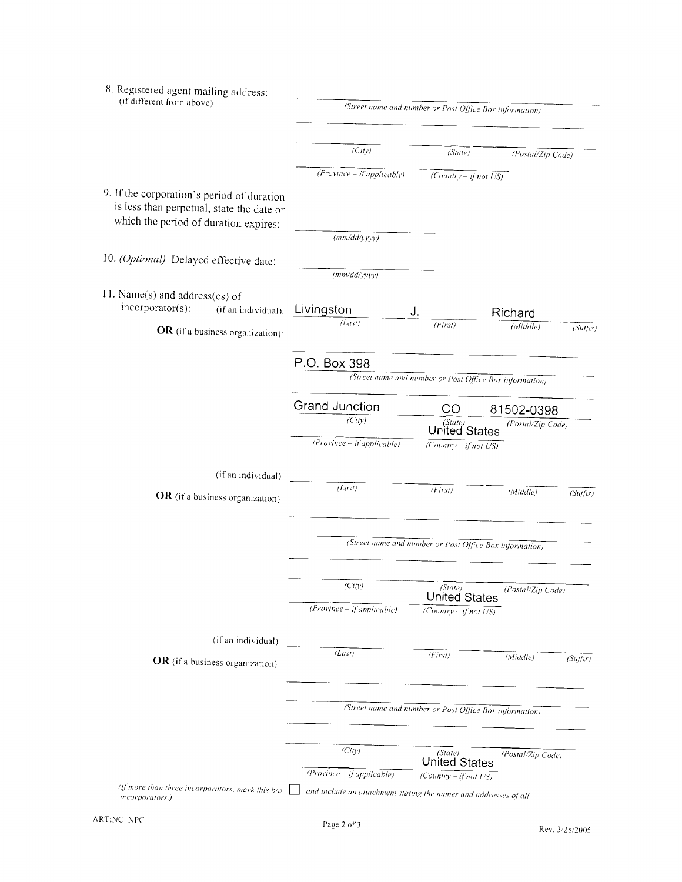8. Registered agent mailing address:
   (if different from above)

   _______________________________________________
   *(Street name and number or Post Office Box information)*

   _______________________________________________

   _______________________________________________
   *(City)* *(State)* *(Postal/Zip Code)*

   _______________________________________________
   *(Province – if applicable)* *(Country – if not US)*

9. If the corporation's period of duration is less than perpetual, state the date on which the period of duration expires:

   _______________________
   *(mm/dd/yyyy)*

10. *(Optional)* Delayed effective date:

    _______________________
    *(mm/dd/yyyy)*

11. Name(s) and address(es) of incorporator(s):

    (if an individual): Livingston J. Richard
    *(Last)* *(First)* *(Middle)* *(Suffix)*

    **OR** (if a business organization):

    _______________________________________________

    P.O. Box 398
    *(Street name and number or Post Office Box information)*

    _______________________________________________

    Grand Junction CO 81502-0398
    *(City)* *(State)* *(Postal/Zip Code)*

    United States
    *(Province – if applicable)* *(Country – if not US)*

    (if an individual)

    _______________________________________________
    *(Last)* *(First)* *(Middle)* *(Suffix)*

    **OR** (if a business organization)

    _______________________________________________

    _______________________________________________
    *(Street name and number or Post Office Box information)*

    _______________________________________________

    _______________________________________________
    *(City)* *(State)* *(Postal/Zip Code)*

    United States
    *(Province – if applicable)* *(Country – if not US)*

    (if an individual)

    _______________________________________________
    *(Last)* *(First)* *(Middle)* *(Suffix)*

    **OR** (if a business organization)

    _______________________________________________

    _______________________________________________
    *(Street name and number or Post Office Box information)*

    _______________________________________________

    _______________________________________________
    *(City)* *(State)* *(Postal/Zip Code)*

    United States
    *(Province – if applicable)* *(Country – if not US)*

*(If more than three incorporators, mark this box* ☐ *and include an attachment stating the names and addresses of all incorporators.)*

ARTINC_NPC

Rev. 3/28/2005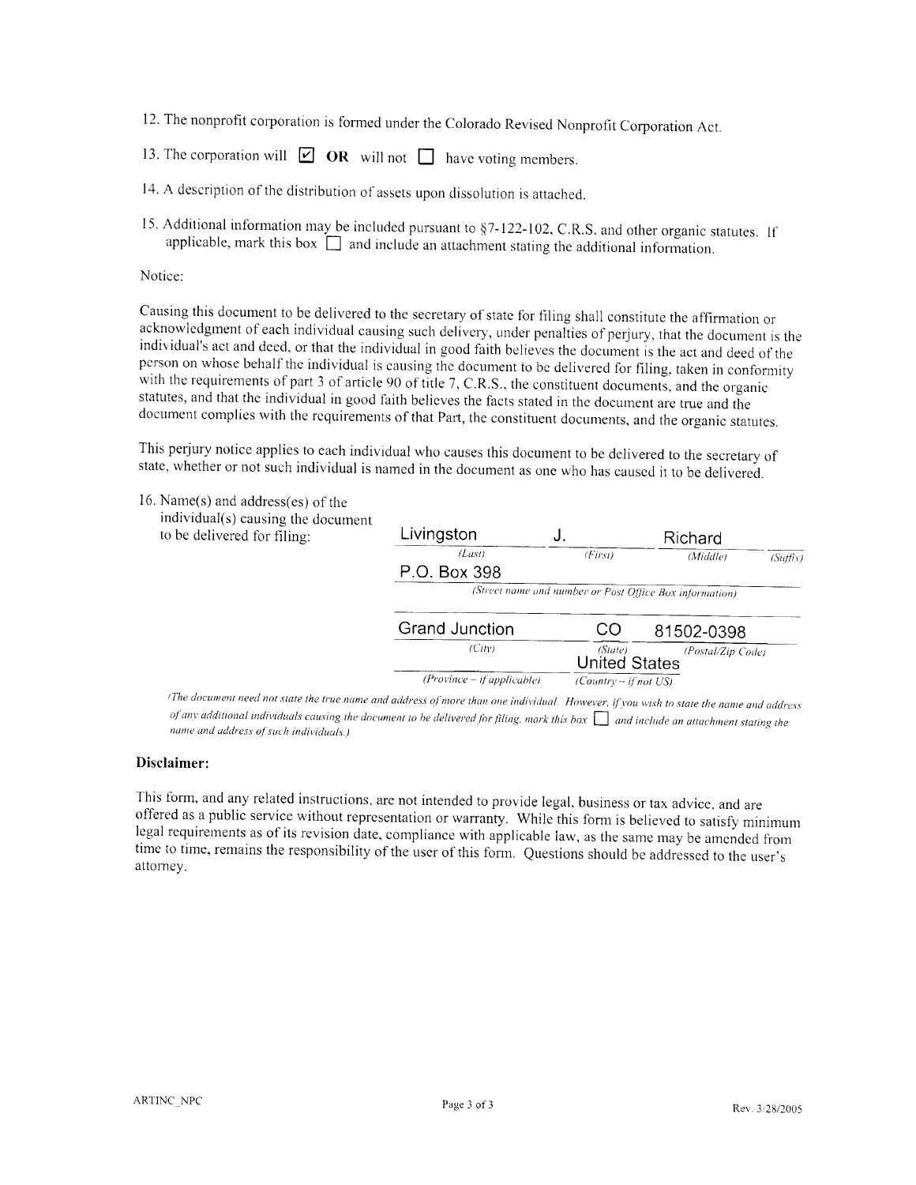12. The nonprofit corporation is formed under the Colorado Revised Nonprofit Corporation Act.

13. The corporation will ☑ **OR** will not ☐ have voting members.

14. A description of the distribution of assets upon dissolution is attached.

15. Additional information may be included pursuant to §7-122-102, C.R.S. and other organic statutes. If applicable, mark this box ☐ and include an attachment stating the additional information.

Notice:

Causing this document to be delivered to the secretary of state for filing shall constitute the affirmation or acknowledgment of each individual causing such delivery, under penalties of perjury, that the document is the individual's act and deed, or that the individual in good faith believes the document is the act and deed of the person on whose behalf the individual is causing the document to be delivered for filing, taken in conformity with the requirements of part 3 of article 90 of title 7, C.R.S., the constituent documents, and the organic statutes, and that the individual in good faith believes the facts stated in the document are true and the document complies with the requirements of that Part, the constituent documents, and the organic statutes.

This perjury notice applies to each individual who causes this document to be delivered to the secretary of state, whether or not such individual is named in the document as one who has caused it to be delivered.

16. Name(s) and address(es) of the individual(s) causing the document to be delivered for filing:

| | | | |
|---|---|---|---|
| Livingston | J. | Richard | |
| *(Last)* | *(First)* | *(Middle)* | *(Suffix)* |
| P.O. Box 398 | | | |
| *(Street name and number or Post Office Box information)* | | | |
| | | | |
| Grand Junction | CO | 81502-0398 | |
| *(City)* | *(State)* | *(Postal/Zip Code)* | |
| | United States | | |
| *(Province – if applicable)* | *(Country – if not US)* | | |

*(The document need not state the true name and address of more than one individual. However, if you wish to state the name and address of any additional individuals causing the document to be delivered for filing, mark this box ☐ and include an attachment stating the name and address of such individuals.)*

**Disclaimer:**

This form, and any related instructions, are not intended to provide legal, business or tax advice, and are offered as a public service without representation or warranty. While this form is believed to satisfy minimum legal requirements as of its revision date, compliance with applicable law, as the same may be amended from time to time, remains the responsibility of the user of this form. Questions should be addressed to the user's attorney.

ARTINC_NPC

Rev. 3/28/2005